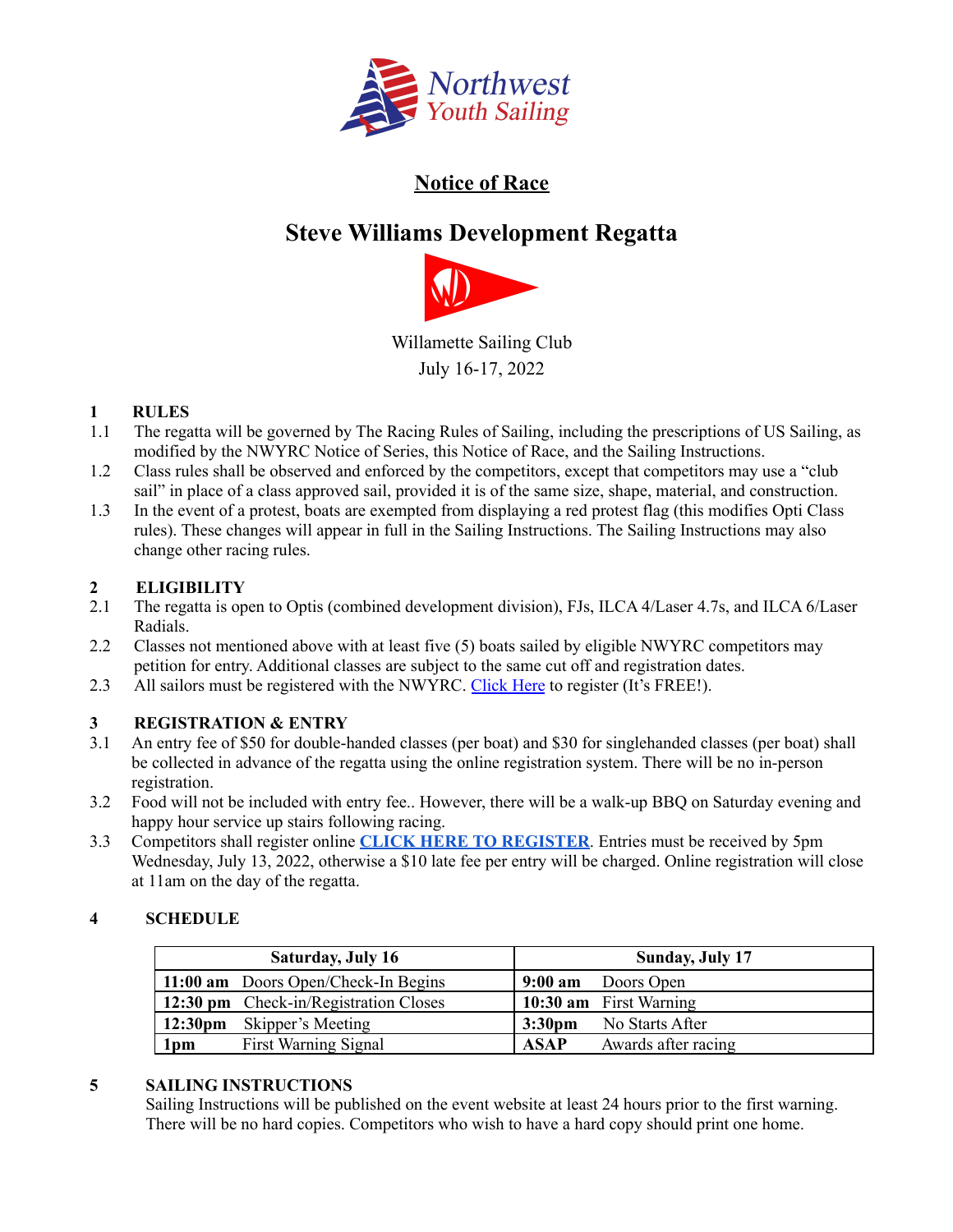Northwest Youth Sailing

# Notice of Race

# Steve Williams Development Regatta

Willamette Sailing Club

July 16-17, 2022

## 1 RULES

1.1 The regatta will be governed by The Racing Rules of Sailing, including the prescriptions of US Sailing, as modified by the NWYRC Notice of Series, this Notice of Race, and the Sailing Instructions.

1.2 Class rules shall be observed and enforced by the competitors, except that competitors may use a "club sail" in place of a class approved sail, provided it is of the same size, shape, material, and construction.

1.3 In the event of a protest, boats are exempted from displaying a red protest flag (this modifies Opti Class rules). These changes will appear in full in the Sailing Instructions. The Sailing Instructions may also change other racing rules.

## 2 ELIGIBILITY

2.1 The regatta is open to Optis (combined development division), FJs, ILCA 4/Laser 4.7s, and ILCA 6/Laser Radials.

2.2 Classes not mentioned above with at least five (5) boats sailed by eligible NWYRC competitors may petition for entry. Additional classes are subject to the same cut off and registration dates.

2.3 All sailors must be registered with the NWYRC. Click Here to register (It's FREE!).

## 3 REGISTRATION & ENTRY

3.1 An entry fee of $50 for double-handed classes (per boat) and $30 for singlehanded classes (per boat) shall be collected in advance of the regatta using the online registration system. There will be no in-person registration.

3.2 Food will not be included with entry fee.. However, there will be a walk-up BBQ on Saturday evening and happy hour service up stairs following racing.

3.3 Competitors shall register online **CLICK HERE TO REGISTER**. Entries must be received by 5pm Wednesday, July 13, 2022, otherwise a $10 late fee per entry will be charged. Online registration will close at 11am on the day of the regatta.

## 4 SCHEDULE

| Saturday, July 16 | | Sunday, July 17 | |
|---|---|---|---|
| **11:00 am** | Doors Open/Check-In Begins | **9:00 am** | Doors Open |
| **12:30 pm** | Check-in/Registration Closes | **10:30 am** | First Warning |
| **12:30pm** | Skipper's Meeting | **3:30pm** | No Starts After |
| **1pm** | First Warning Signal | **ASAP** | Awards after racing |

## 5 SAILING INSTRUCTIONS

Sailing Instructions will be published on the event website at least 24 hours prior to the first warning. There will be no hard copies. Competitors who wish to have a hard copy should print one home.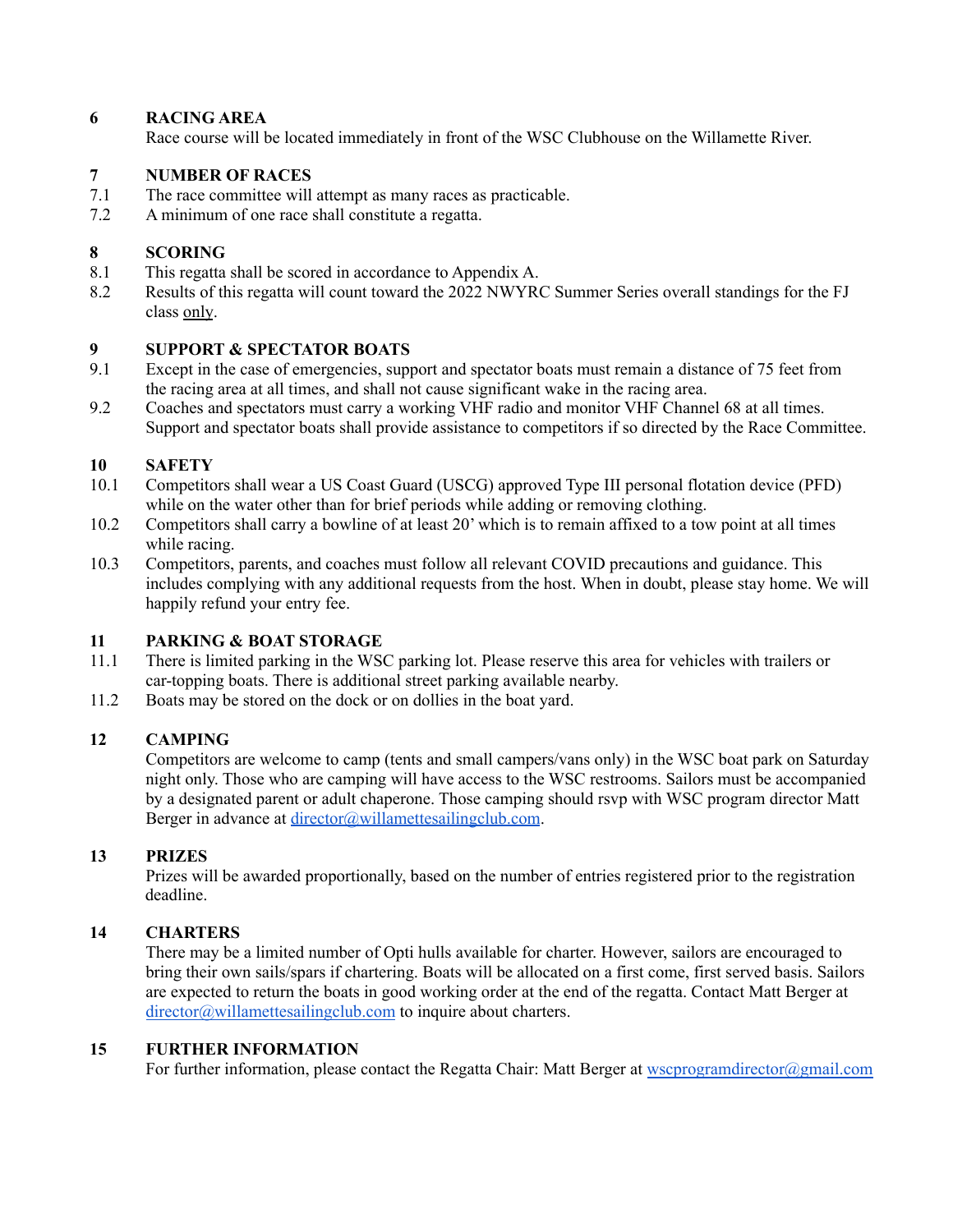## 6 RACING AREA

Race course will be located immediately in front of the WSC Clubhouse on the Willamette River.

## 7 NUMBER OF RACES

7.1 The race committee will attempt as many races as practicable.

7.2 A minimum of one race shall constitute a regatta.

## 8 SCORING

8.1 This regatta shall be scored in accordance to Appendix A.

8.2 Results of this regatta will count toward the 2022 NWYRC Summer Series overall standings for the FJ class <u>only</u>.

## 9 SUPPORT & SPECTATOR BOATS

9.1 Except in the case of emergencies, support and spectator boats must remain a distance of 75 feet from the racing area at all times, and shall not cause significant wake in the racing area.

9.2 Coaches and spectators must carry a working VHF radio and monitor VHF Channel 68 at all times. Support and spectator boats shall provide assistance to competitors if so directed by the Race Committee.

## 10 SAFETY

10.1 Competitors shall wear a US Coast Guard (USCG) approved Type III personal flotation device (PFD) while on the water other than for brief periods while adding or removing clothing.

10.2 Competitors shall carry a bowline of at least 20’ which is to remain affixed to a tow point at all times while racing.

10.3 Competitors, parents, and coaches must follow all relevant COVID precautions and guidance. This includes complying with any additional requests from the host. When in doubt, please stay home. We will happily refund your entry fee.

## 11 PARKING & BOAT STORAGE

11.1 There is limited parking in the WSC parking lot. Please reserve this area for vehicles with trailers or car-topping boats. There is additional street parking available nearby.

11.2 Boats may be stored on the dock or on dollies in the boat yard.

## 12 CAMPING

Competitors are welcome to camp (tents and small campers/vans only) in the WSC boat park on Saturday night only. Those who are camping will have access to the WSC restrooms. Sailors must be accompanied by a designated parent or adult chaperone. Those camping should rsvp with WSC program director Matt Berger in advance at director@willamettesailingclub.com.

## 13 PRIZES

Prizes will be awarded proportionally, based on the number of entries registered prior to the registration deadline.

## 14 CHARTERS

There may be a limited number of Opti hulls available for charter. However, sailors are encouraged to bring their own sails/spars if chartering. Boats will be allocated on a first come, first served basis. Sailors are expected to return the boats in good working order at the end of the regatta. Contact Matt Berger at director@willamettesailingclub.com to inquire about charters.

## 15 FURTHER INFORMATION

For further information, please contact the Regatta Chair: Matt Berger at wscprogramdirector@gmail.com